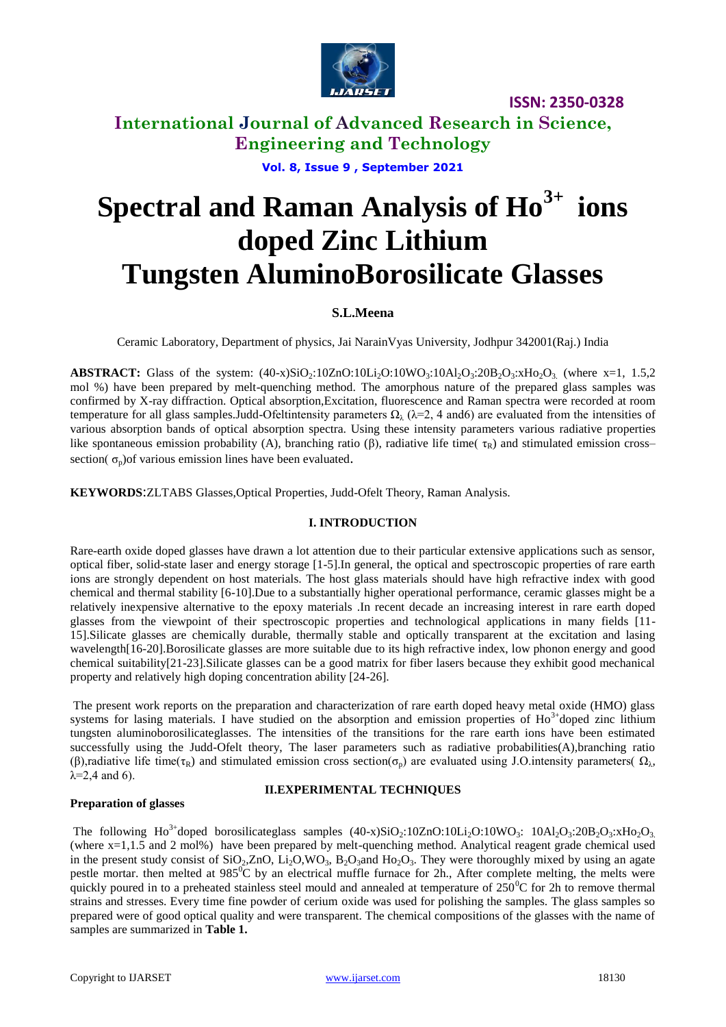# Spectral and Raman Analysis of $Ho^{3+}$ ions doped Zinc Lithium Tungsten AluminoBorosilicate Glasses

**S.L.Meena**

Ceramic Laboratory, Department of physics, Jai NarainVyas University, Jodhpur 342001(Raj.) India

**ABSTRACT:** Glass of the system: $(40\text{-}x)SiO_2$:$10ZnO$:$10Li_2O$:$10WO_3$:$10Al_2O_3$:$20B_2O_3$:$xHo_2O_3$ (where x=1, 1.5,2 mol %) have been prepared by melt-quenching method. The amorphous nature of the prepared glass samples was confirmed by X-ray diffraction. Optical absorption,Excitation, fluorescence and Raman spectra were recorded at room temperature for all glass samples.Judd-Ofeltintensity parameters $\Omega_\lambda$ ($\lambda$=2, 4 and6) are evaluated from the intensities of various absorption bands of optical absorption spectra. Using these intensity parameters various radiative properties like spontaneous emission probability (A), branching ratio ($\beta$), radiative life time( $\tau_R$) and stimulated emission cross–section( $\sigma_p$)of various emission lines have been evaluated.

**KEYWORDS**:ZLTABS Glasses,Optical Properties, Judd-Ofelt Theory, Raman Analysis.

## I. INTRODUCTION

Rare-earth oxide doped glasses have drawn a lot attention due to their particular extensive applications such as sensor, optical fiber, solid-state laser and energy storage [1-5].In general, the optical and spectroscopic properties of rare earth ions are strongly dependent on host materials. The host glass materials should have high refractive index with good chemical and thermal stability [6-10].Due to a substantially higher operational performance, ceramic glasses might be a relatively inexpensive alternative to the epoxy materials .In recent decade an increasing interest in rare earth doped glasses from the viewpoint of their spectroscopic properties and technological applications in many fields [11-15].Silicate glasses are chemically durable, thermally stable and optically transparent at the excitation and lasing wavelength[16-20].Borosilicate glasses are more suitable due to its high refractive index, low phonon energy and good chemical suitability[21-23].Silicate glasses can be a good matrix for fiber lasers because they exhibit good mechanical property and relatively high doping concentration ability [24-26].

The present work reports on the preparation and characterization of rare earth doped heavy metal oxide (HMO) glass systems for lasing materials. I have studied on the absorption and emission properties of $Ho^{3+}$doped zinc lithium tungsten aluminoborosilicateglasses. The intensities of the transitions for the rare earth ions have been estimated successfully using the Judd-Ofelt theory, The laser parameters such as radiative probabilities(A),branching ratio ($\beta$),radiative life time($\tau_R$) and stimulated emission cross section($\sigma_p$) are evaluated using J.O.intensity parameters( $\Omega_\lambda$, $\lambda$=2,4 and 6).

## II.EXPERIMENTAL TECHNIQUES

### Preparation of glasses

The following $Ho^{3+}$doped borosilicateglass samples $(40\text{-}x)SiO_2$:$10ZnO$:$10Li_2O$:$10WO_3$: $10Al_2O_3$:$20B_2O_3$:$xHo_2O_3$ (where x=1,1.5 and 2 mol%) have been prepared by melt-quenching method. Analytical reagent grade chemical used in the present study consist of $SiO_2$,$ZnO$, $Li_2O$,$WO_3$, $B_2O_3$and $Ho_2O_3$. They were thoroughly mixed by using an agate pestle mortar. then melted at $985^0C$ by an electrical muffle furnace for 2h., After complete melting, the melts were quickly poured in to a preheated stainless steel mould and annealed at temperature of $250^0C$ for 2h to remove thermal strains and stresses. Every time fine powder of cerium oxide was used for polishing the samples. The glass samples so prepared were of good optical quality and were transparent. The chemical compositions of the glasses with the name of samples are summarized in **Table 1.**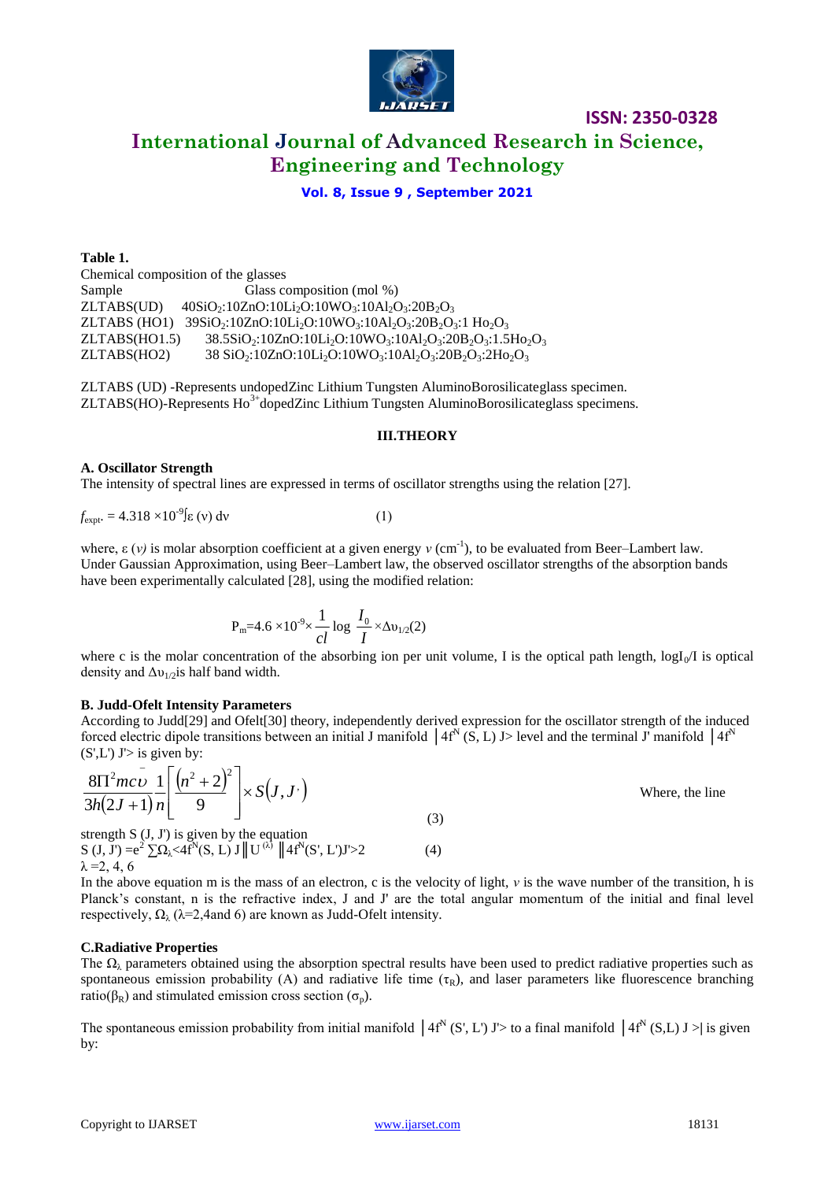**Table 1.**

Chemical composition of the glasses

| Sample | Glass composition (mol %) |
|---|---|
| ZLTABS(UD) | $40SiO_2$:10ZnO:$10Li_2O$:$10WO_3$:$10Al_2O_3$:$20B_2O_3$ |
| ZLTABS (HO1) | $39SiO_2$:10ZnO:$10Li_2O$:$10WO_3$:$10Al_2O_3$:$20B_2O_3$:1 $Ho_2O_3$ |
| ZLTABS(HO1.5) | $38.5SiO_2$:10ZnO:$10Li_2O$:$10WO_3$:$10Al_2O_3$:$20B_2O_3$:$1.5Ho_2O_3$ |
| ZLTABS(HO2) | 38 $SiO_2$:10ZnO:$10Li_2O$:$10WO_3$:$10Al_2O_3$:$20B_2O_3$:$2Ho_2O_3$ |

ZLTABS (UD) -Represents undopedZinc Lithium Tungsten AluminoBorosilicateglass specimen.
ZLTABS(HO)-Represents $Ho^{3+}$dopedZinc Lithium Tungsten AluminoBorosilicateglass specimens.

## III.THEORY

### A. Oscillator Strength

The intensity of spectral lines are expressed in terms of oscillator strengths using the relation [27].

$$f_{expt.} = 4.318 \times 10^{-9} \int \varepsilon (\nu)\, d\nu \qquad (1)$$

where, $\varepsilon (\nu)$ is molar absorption coefficient at a given energy $\nu$ ($cm^{-1}$), to be evaluated from Beer–Lambert law. Under Gaussian Approximation, using Beer–Lambert law, the observed oscillator strengths of the absorption bands have been experimentally calculated [28], using the modified relation:

$$P_m = 4.6 \times 10^{-9} \times \frac{1}{cl} \log \frac{I_0}{I} \times \Delta\upsilon_{1/2} \qquad (2)$$

where c is the molar concentration of the absorbing ion per unit volume, I is the optical path length, $\log I_0/I$ is optical density and $\Delta\upsilon_{1/2}$ is half band width.

### B. Judd-Ofelt Intensity Parameters

According to Judd[29] and Ofelt[30] theory, independently derived expression for the oscillator strength of the induced forced electric dipole transitions between an initial J manifold $|4f^N (S, L) J\rangle$ level and the terminal J' manifold $|4f^N (S',L') J'\rangle$ is given by:

$$\frac{8\Pi^2 mc\bar{\upsilon}}{3h(2J+1)}\frac{1}{n}\left[\frac{(n^2+2)^2}{9}\right] \times S(J, J') \qquad (3)$$

Where, the line strength S (J, J') is given by the equation

$$S (J, J') = e^2 \sum \Omega_\lambda \langle 4f^N(S, L) J \| U^{(\lambda)} \| 4f^N(S', L')J' \rangle^2 \qquad (4)$$

$\lambda$ =2, 4, 6

In the above equation m is the mass of an electron, c is the velocity of light, $v$ is the wave number of the transition, h is Planck's constant, n is the refractive index, J and J' are the total angular momentum of the initial and final level respectively, $\Omega_\lambda$ ($\lambda$=2,4and 6) are known as Judd-Ofelt intensity.

### C.Radiative Properties

The $\Omega_\lambda$ parameters obtained using the absorption spectral results have been used to predict radiative properties such as spontaneous emission probability (A) and radiative life time ($\tau_R$), and laser parameters like fluorescence branching ratio($\beta_R$) and stimulated emission cross section ($\sigma_p$).

The spontaneous emission probability from initial manifold $|4f^N (S', L') J'\rangle$ to a final manifold $|4f^N (S,L) J\rangle|$ is given by: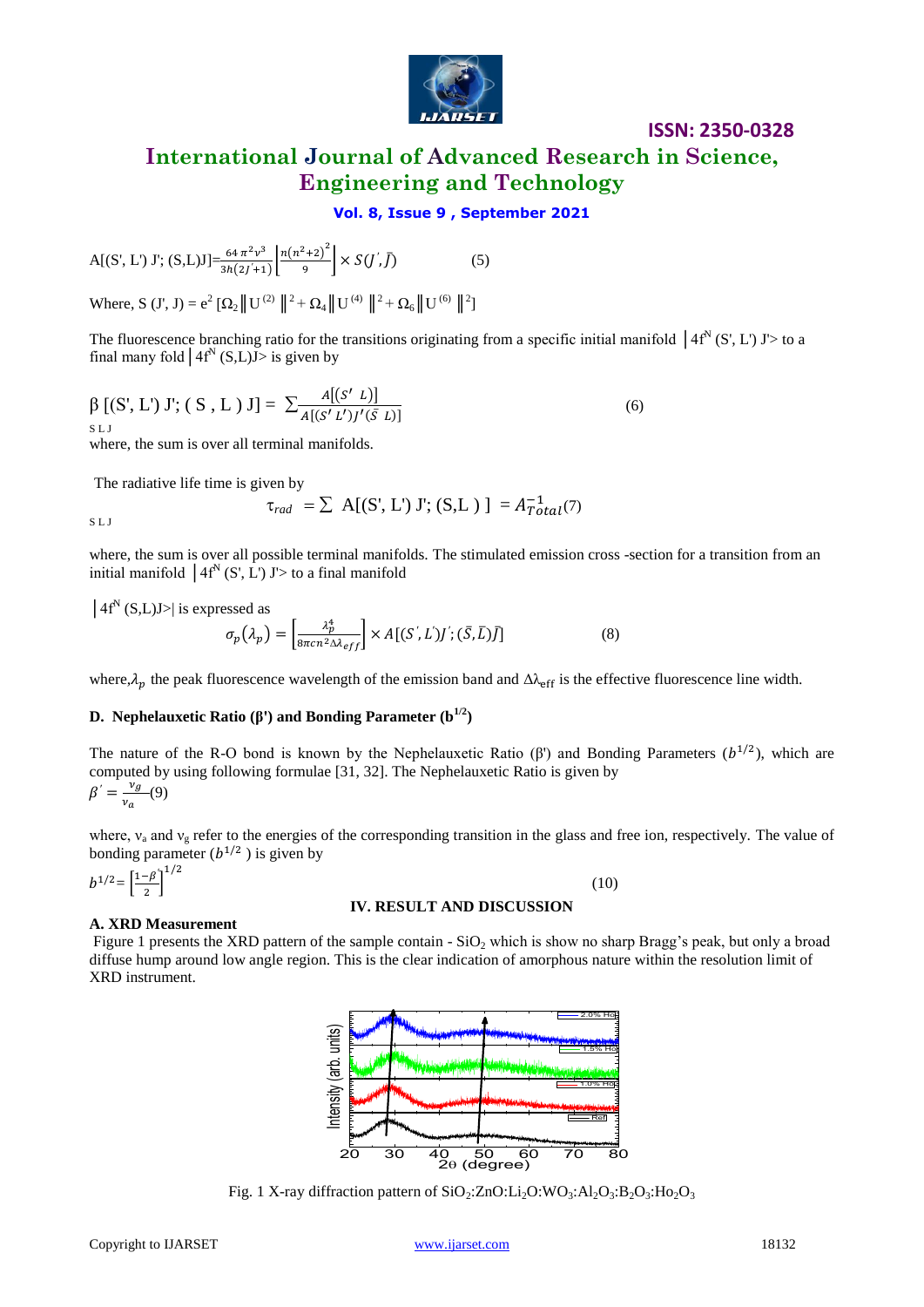$$A[(S', L')\, J'; (S,L)J] = \frac{64\,\pi^2 \nu^3}{3h(2J'+1)}\left[\frac{n(n^2+2)^2}{9}\right] \times S(J', \bar{J}) \qquad (5)$$

Where, $S(J', J) = e^2\,[\Omega_2 \| U^{(2)} \|^2 + \Omega_4 \| U^{(4)} \|^2 + \Omega_6 \| U^{(6)} \|^2]$

The fluorescence branching ratio for the transitions originating from a specific initial manifold $|4f^N (S', L') J'>$ to a final many fold $|4f^N (S,L)J>$ is given by

$$\beta\,[(S', L')\, J'; (S, L)\, J] = \sum_{SLJ} \frac{A[(S'\ L)]}{A[(S'\ L')J'(\bar{S}\ L)]} \qquad (6)$$

where, the sum is over all terminal manifolds.

The radiative life time is given by

$$\tau_{rad} = \sum_{SLJ} A[(S', L')\, J'; (S,L)\,] = A_{Total}^{-1} \qquad (7)$$

where, the sum is over all possible terminal manifolds. The stimulated emission cross -section for a transition from an initial manifold $|4f^N (S', L') J'>$ to a final manifold

$|4f^N (S,L)J>|$ is expressed as

$$\sigma_p(\lambda_p) = \left[\frac{\lambda_p^4}{8\pi c n^2 \Delta\lambda_{eff}}\right] \times A[(S', L')J'; (\bar{S}, \bar{L})\bar{J}] \qquad (8)$$

where, $\lambda_p$ the peak fluorescence wavelength of the emission band and $\Delta\lambda_{eff}$ is the effective fluorescence line width.

### D. Nephelauxetic Ratio (β') and Bonding Parameter ($b^{1/2}$)

The nature of the R-O bond is known by the Nephelauxetic Ratio (β') and Bonding Parameters ($b^{1/2}$), which are computed by using following formulae [31, 32]. The Nephelauxetic Ratio is given by

$$\beta' = \frac{\nu_g}{\nu_a} \qquad (9)$$

where, $\nu_a$ and $\nu_g$ refer to the energies of the corresponding transition in the glass and free ion, respectively. The value of bonding parameter ($b^{1/2}$) is given by

$$b^{1/2} = \left[\frac{1-\beta'}{2}\right]^{1/2} \qquad (10)$$

## IV. RESULT AND DISCUSSION

### A. XRD Measurement

Figure 1 presents the XRD pattern of the sample contain - $SiO_2$ which is show no sharp Bragg's peak, but only a broad diffuse hump around low angle region. This is the clear indication of amorphous nature within the resolution limit of XRD instrument.

Fig. 1 X-ray diffraction pattern of $SiO_2$:ZnO:$Li_2O$:$WO_3$:$Al_2O_3$:$B_2O_3$:$Ho_2O_3$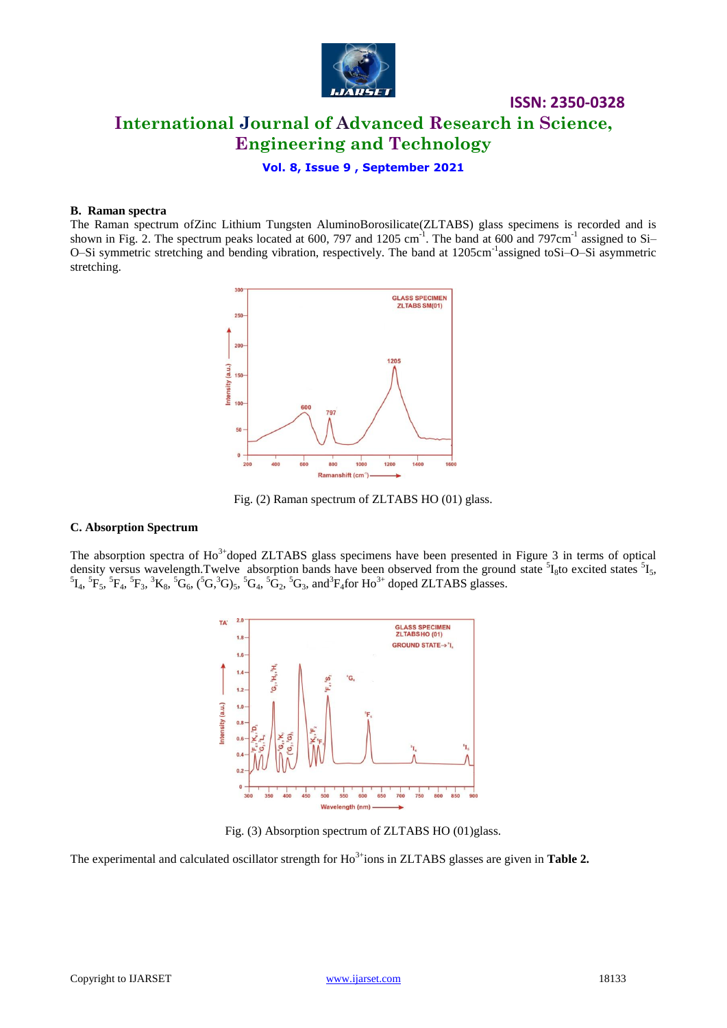### B. Raman spectra

The Raman spectrum ofZinc Lithium Tungsten AluminoBorosilicate(ZLTABS) glass specimens is recorded and is shown in Fig. 2. The spectrum peaks located at 600, 797 and 1205 $cm^{-1}$. The band at 600 and 797$cm^{-1}$ assigned to Si–O–Si symmetric stretching and bending vibration, respectively. The band at 1205$cm^{-1}$assigned toSi–O–Si asymmetric stretching.

Fig. (2) Raman spectrum of ZLTABS HO (01) glass.

### C. Absorption Spectrum

The absorption spectra of $Ho^{3+}$doped ZLTABS glass specimens have been presented in Figure 3 in terms of optical density versus wavelength.Twelve absorption bands have been observed from the ground state $^5I_8$to excited states $^5I_5$, $^5I_4$, $^5F_5$, $^5F_4$, $^5F_3$, $^3K_8$, $^5G_6$, $(^5G,^3G)_5$, $^5G_4$, $^5G_2$, $^5G_3$, and$^3F_4$for $Ho^{3+}$ doped ZLTABS glasses.

Fig. (3) Absorption spectrum of ZLTABS HO (01)glass.

The experimental and calculated oscillator strength for $Ho^{3+}$ions in ZLTABS glasses are given in **Table 2.**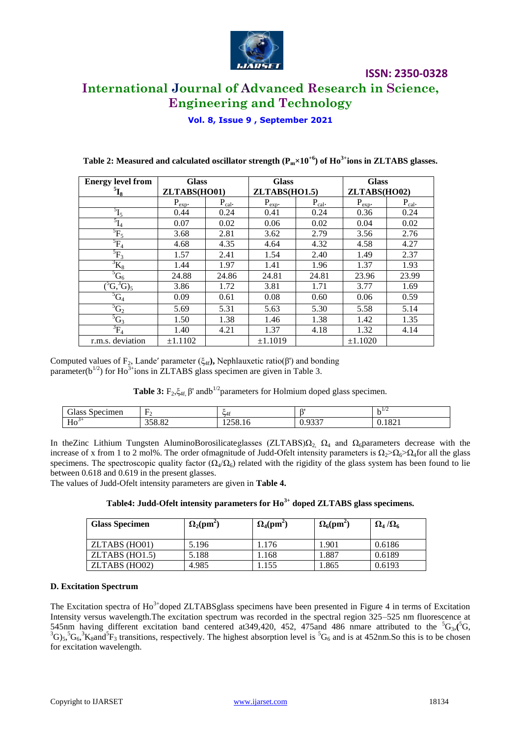**Table 2: Measured and calculated oscillator strength ($P_m \times 10^{+6}$) of $Ho^{3+}$ ions in ZLTABS glasses.**

| Energy level from $^5I_8$ | Glass ZLTABS(HO01) | | Glass ZLTABS(HO1.5) | | Glass ZLTABS(HO02) | |
|---|---|---|---|---|---|---|
| | $P_{exp.}$ | $P_{cal.}$ | $P_{exp.}$ | $P_{cal.}$ | $P_{exp.}$ | $P_{cal.}$ |
| $^5I_5$ | 0.44 | 0.24 | 0.41 | 0.24 | 0.36 | 0.24 |
| $^5I_4$ | 0.07 | 0.02 | 0.06 | 0.02 | 0.04 | 0.02 |
| $^5F_5$ | 3.68 | 2.81 | 3.62 | 2.79 | 3.56 | 2.76 |
| $^5F_4$ | 4.68 | 4.35 | 4.64 | 4.32 | 4.58 | 4.27 |
| $^5F_3$ | 1.57 | 2.41 | 1.54 | 2.40 | 1.49 | 2.37 |
| $^3K_8$ | 1.44 | 1.97 | 1.41 | 1.96 | 1.37 | 1.93 |
| $^5G_6$ | 24.88 | 24.86 | 24.81 | 24.81 | 23.96 | 23.99 |
| $(^5G,^3G)_5$ | 3.86 | 1.72 | 3.81 | 1.71 | 3.77 | 1.69 |
| $^5G_4$ | 0.09 | 0.61 | 0.08 | 0.60 | 0.06 | 0.59 |
| $^5G_2$ | 5.69 | 5.31 | 5.63 | 5.30 | 5.58 | 5.14 |
| $^5G_3$ | 1.50 | 1.38 | 1.46 | 1.38 | 1.42 | 1.35 |
| $^3F_4$ | 1.40 | 4.21 | 1.37 | 4.18 | 1.32 | 4.14 |
| r.m.s. deviation | ±1.1102 | | ±1.1019 | | ±1.1020 | |

Computed values of $F_2$, Lande′ parameter ($\xi_{4f}$)**,** Nephlauxetic ratio($\beta'$) and bonding parameter($b^{1/2}$) for $Ho^{3+}$ions in ZLTABS glass specimen are given in Table 3.

**Table 3:** $F_2$,$\xi_{4f,}$ $\beta'$ and$b^{1/2}$parameters for Holmium doped glass specimen.

| Glass Specimen | $F_2$ | $\xi_{4f}$ | $\beta'$ | $b^{1/2}$ |
|---|---|---|---|---|
| $Ho^{3+}$ | 358.82 | 1258.16 | 0.9337 | 0.1821 |

In theZinc Lithium Tungsten AluminoBorosilicateglasses (ZLTABS)$\Omega_2$, $\Omega_4$ and $\Omega_6$parameters decrease with the increase of x from 1 to 2 mol%. The order ofmagnitude of Judd-Ofelt intensity parameters is $\Omega_2 > \Omega_6 > \Omega_4$for all the glass specimens. The spectroscopic quality factor ($\Omega_4/\Omega_6$) related with the rigidity of the glass system has been found to lie between 0.618 and 0.619 in the present glasses.

The values of Judd-Ofelt intensity parameters are given in **Table 4.**

**Table4: Judd-Ofelt intensity parameters for $Ho^{3+}$ doped ZLTABS glass specimens.**

| Glass Specimen | $\Omega_2(pm^2)$ | $\Omega_4(pm^2)$ | $\Omega_6(pm^2)$ | $\Omega_4/\Omega_6$ |
|---|---|---|---|---|
| ZLTABS (HO01) | 5.196 | 1.176 | 1.901 | 0.6186 |
| ZLTABS (HO1.5) | 5.188 | 1.168 | 1.887 | 0.6189 |
| ZLTABS (HO02) | 4.985 | 1.155 | 1.865 | 0.6193 |

### D. Excitation Spectrum

The Excitation spectra of $Ho^{3+}$doped ZLTABSglass specimens have been presented in Figure 4 in terms of Excitation Intensity versus wavelength.The excitation spectrum was recorded in the spectral region 325–525 nm fluorescence at 545nm having different excitation band centered at349, 420, 452, 475and 486 nmare attributed to the $^5G_3$,$(^5G,^3G)_5$,$^5G_6$,$^3K_8$and$^5F_3$ transitions, respectively. The highest absorption level is $^5G_6$ and is at 452nm.So this is to be chosen for excitation wavelength.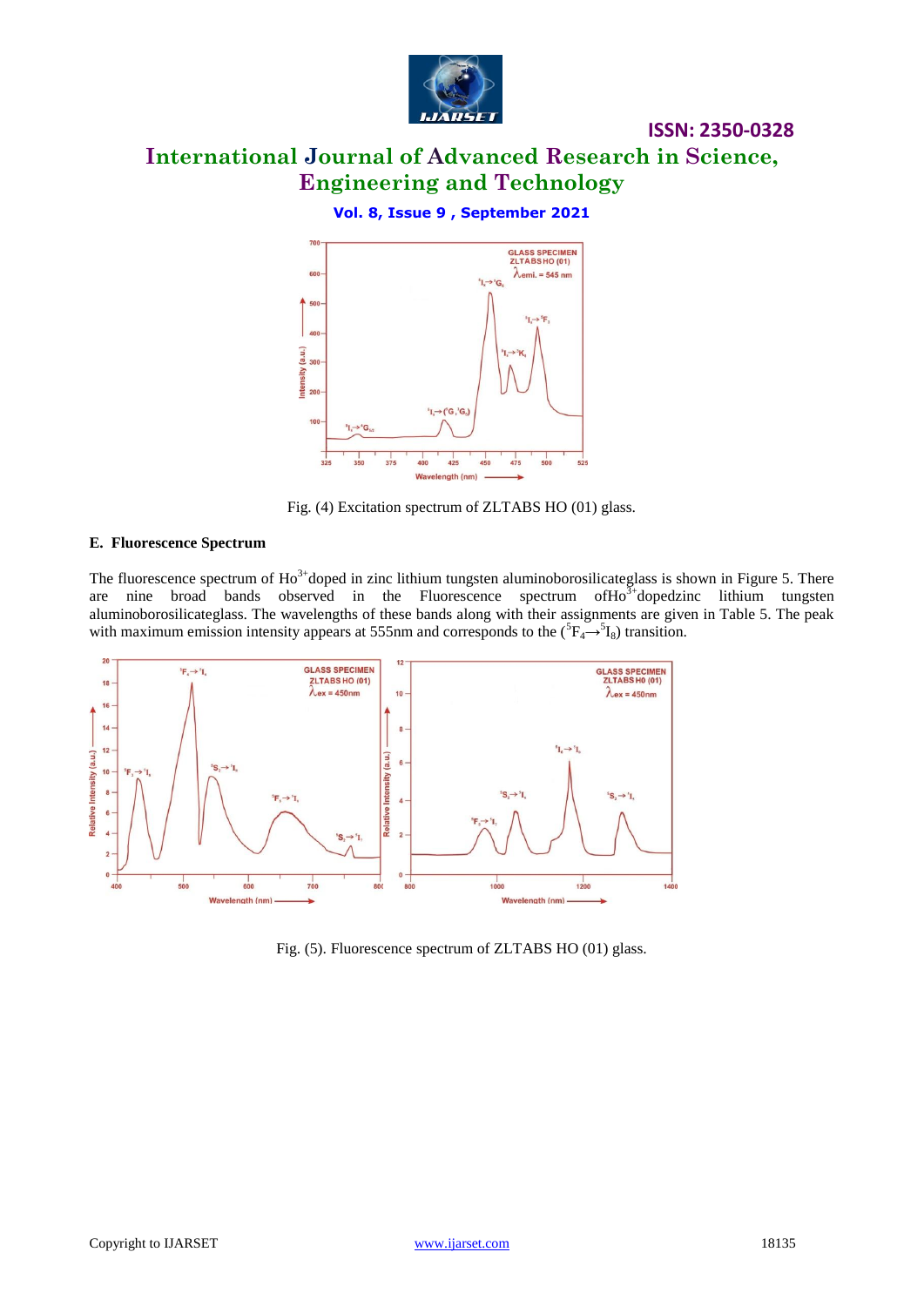Fig. (4) Excitation spectrum of ZLTABS HO (01) glass.

### E. Fluorescence Spectrum

The fluorescence spectrum of $Ho^{3+}$ doped in zinc lithium tungsten aluminoborosilicateglass is shown in Figure 5. There are nine broad bands observed in the Fluorescence spectrum of $Ho^{3+}$ dopedzinc lithium tungsten aluminoborosilicateglass. The wavelengths of these bands along with their assignments are given in Table 5. The peak with maximum emission intensity appears at 555nm and corresponds to the $(^5F_4 \rightarrow ^5I_8)$ transition.

Fig. (5). Fluorescence spectrum of ZLTABS HO (01) glass.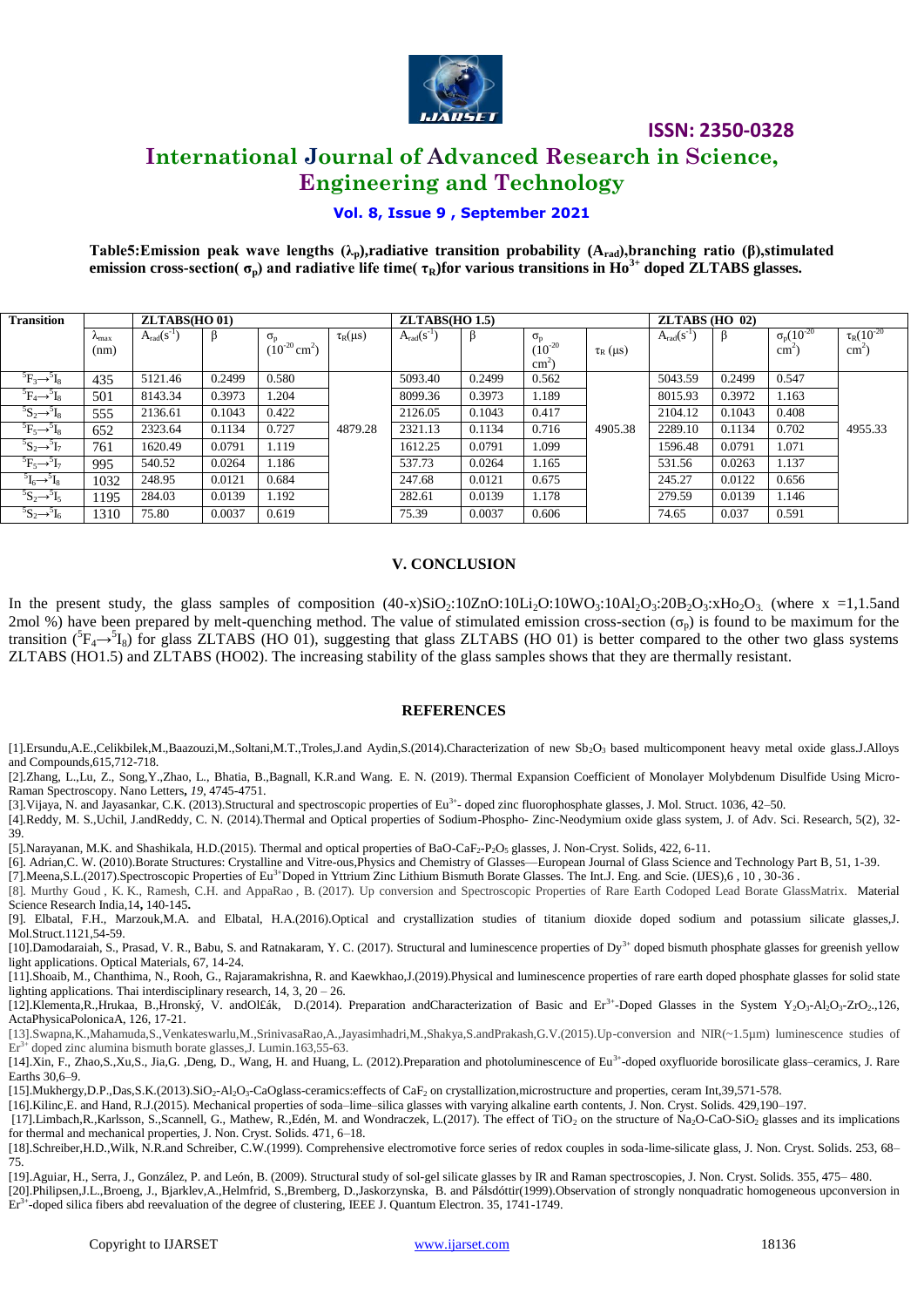**Table5: Emission peak wave lengths ($\lambda_p$), radiative transition probability ($A_{rad}$), branching ratio ($\beta$), stimulated emission cross-section ($\sigma_p$) and radiative life time ($\tau_R$) for various transitions in $Ho^{3+}$ doped ZLTABS glasses.**

| Transition | | ZLTABS(HO 01) | | | | ZLTABS(HO 1.5) | | | | ZLTABS (HO 02) | | | |
|---|---|---|---|---|---|---|---|---|---|---|---|---|---|
| | $\lambda_{max}$ (nm) | $A_{rad}(s^{-1})$ | $\beta$ | $\sigma_p$ ($10^{-20}$ $cm^2$) | $\tau_R(\mu s)$ | $A_{rad}(s^{-1})$ | $\beta$ | $\sigma_p$ ($10^{-20}$ $cm^2$) | $\tau_R$ ($\mu s$) | $A_{rad}(s^{-1})$ | $\beta$ | $\sigma_p(10^{-20}$ $cm^2)$ | $\tau_R(10^{-20}$ $cm^2)$ |
| $^5F_3 \rightarrow {}^5I_8$ | 435 | 5121.46 | 0.2499 | 0.580 | | 5093.40 | 0.2499 | 0.562 | | 5043.59 | 0.2499 | 0.547 | |
| $^5F_4 \rightarrow {}^5I_8$ | 501 | 8143.34 | 0.3973 | 1.204 | | 8099.36 | 0.3973 | 1.189 | | 8015.93 | 0.3972 | 1.163 | |
| $^5S_2 \rightarrow {}^5I_8$ | 555 | 2136.61 | 0.1043 | 0.422 | | 2126.05 | 0.1043 | 0.417 | | 2104.12 | 0.1043 | 0.408 | |
| $^5F_5 \rightarrow {}^5I_8$ | 652 | 2323.64 | 0.1134 | 0.727 | 4879.28 | 2321.13 | 0.1134 | 0.716 | 4905.38 | 2289.10 | 0.1134 | 0.702 | 4955.33 |
| $^5S_2 \rightarrow {}^5I_7$ | 761 | 1620.49 | 0.0791 | 1.119 | | 1612.25 | 0.0791 | 1.099 | | 1596.48 | 0.0791 | 1.071 | |
| $^5F_5 \rightarrow {}^5I_7$ | 995 | 540.52 | 0.0264 | 1.186 | | 537.73 | 0.0264 | 1.165 | | 531.56 | 0.0263 | 1.137 | |
| $^5I_6 \rightarrow {}^5I_8$ | 1032 | 248.95 | 0.0121 | 0.684 | | 247.68 | 0.0121 | 0.675 | | 245.27 | 0.0122 | 0.656 | |
| $^5S_2 \rightarrow {}^5I_5$ | 1195 | 284.03 | 0.0139 | 1.192 | | 282.61 | 0.0139 | 1.178 | | 279.59 | 0.0139 | 1.146 | |
| $^5S_2 \rightarrow {}^5I_6$ | 1310 | 75.80 | 0.0037 | 0.619 | | 75.39 | 0.0037 | 0.606 | | 74.65 | 0.037 | 0.591 | |

## V. CONCLUSION

In the present study, the glass samples of composition $(40\text{-}x)SiO_2:10ZnO:10Li_2O:10WO_3:10Al_2O_3:20B_2O_3:xHo_2O_3$ (where x =1,1.5and 2mol %) have been prepared by melt-quenching method. The value of stimulated emission cross-section ($\sigma_p$) is found to be maximum for the transition ($^5F_4 \rightarrow {}^5I_8$) for glass ZLTABS (HO 01), suggesting that glass ZLTABS (HO 01) is better compared to the other two glass systems ZLTABS (HO1.5) and ZLTABS (HO02). The increasing stability of the glass samples shows that they are thermally resistant.

## REFERENCES

[1].Ersundu,A.E.,Celikbilek,M.,Baazouzi,M.,Soltani,M.T.,Troles,J.and Aydin,S.(2014).Characterization of new $Sb_2O_3$ based multicomponent heavy metal oxide glass.J.Alloys and Compounds,615,712-718.

[2].Zhang, L.,Lu, Z., Song,Y.,Zhao, L., Bhatia, B.,Bagnall, K.R.and Wang. E. N. (2019). Thermal Expansion Coefficient of Monolayer Molybdenum Disulfide Using Micro-Raman Spectroscopy. Nano Letters, *19*, 4745-4751.

[3].Vijaya, N. and Jayasankar, C.K. (2013).Structural and spectroscopic properties of $Eu^{3+}$- doped zinc fluorophosphate glasses, J. Mol. Struct. 1036, 42–50.

[4].Reddy, M. S.,Uchil, J.andReddy, C. N. (2014).Thermal and Optical properties of Sodium-Phospho- Zinc-Neodymium oxide glass system, J. of Adv. Sci. Research, 5(2), 32-39.

[5].Narayanan, M.K. and Shashikala, H.D.(2015). Thermal and optical properties of $BaO\text{-}CaF_2\text{-}P_2O_5$ glasses, J. Non-Cryst. Solids, 422, 6-11.

[6]. Adrian,C. W. (2010).Borate Structures: Crystalline and Vitre-ous,Physics and Chemistry of Glasses—European Journal of Glass Science and Technology Part B, 51, 1-39.

[7].Meena,S.L.(2017).Spectroscopic Properties of $Eu^{3+}$Doped in Yttrium Zinc Lithium Bismuth Borate Glasses. The Int.J. Eng. and Scie. (IJES),6 , 10 , 30-36 .

[8]. Murthy Goud , K. K., Ramesh, C.H. and AppaRao , B. (2017). Up conversion and Spectroscopic Properties of Rare Earth Codoped Lead Borate GlassMatrix. Material Science Research India,14, 140-145.

[9]. Elbatal, F.H., Marzouk,M.A. and Elbatal, H.A.(2016).Optical and crystallization studies of titanium dioxide doped sodium and potassium silicate glasses,J. Mol.Struct.1121,54-59.

[10].Damodaraiah, S., Prasad, V. R., Babu, S. and Ratnakaram, Y. C. (2017). Structural and luminescence properties of $Dy^{3+}$ doped bismuth phosphate glasses for greenish yellow light applications. Optical Materials, 67, 14-24.

[11].Shoaib, M., Chanthima, N., Rooh, G., Rajaramakrishna, R. and Kaewkhao,J.(2019).Physical and luminescence properties of rare earth doped phosphate glasses for solid state lighting applications. Thai interdisciplinary research, 14, 3, 20 – 26.

[12].Klementa,R.,Hrukaa, B.,Hronský, V. andOl£ák, D.(2014). Preparation andCharacterization of Basic and $Er^{3+}$-Doped Glasses in the System $Y_2O_3\text{-}Al_2O_3\text{-}ZrO_2$.,126, ActaPhysicaPolonicaA, 126, 17-21.

[13].Swapna,K.,Mahamuda,S.,Venkateswarlu,M.,SrinivasaRao,A.,Jayasimhadri,M.,Shakya,S.andPrakash,G.V.(2015).Up-conversion and NIR(~1.5μm) luminescence studies of $Er^{3+}$ doped zinc alumina bismuth borate glasses,J. Lumin.163,55-63.

[14].Xin, F., Zhao,S.,Xu,S., Jia,G. ,Deng, D., Wang, H. and Huang, L. (2012).Preparation and photoluminescence of $Eu^{3+}$-doped oxyfluoride borosilicate glass–ceramics, J. Rare Earths 30,6–9.

[15].Mukhergy,D.P.,Das,S.K.(2013).$SiO_2\text{-}Al_2O_3\text{-}CaO$glass-ceramics:effects of $CaF_2$ on crystallization,microstructure and properties, ceram Int,39,571-578.

[16].Kilinc,E. and Hand, R.J.(2015). Mechanical properties of soda–lime–silica glasses with varying alkaline earth contents, J. Non. Cryst. Solids. 429,190–197.

[17].Limbach,R.,Karlsson, S.,Scannell, G., Mathew, R.,Edén, M. and Wondraczek, L.(2017). The effect of $TiO_2$ on the structure of $Na_2O\text{-}CaO\text{-}SiO_2$ glasses and its implications for thermal and mechanical properties, J. Non. Cryst. Solids. 471, 6–18.

[18].Schreiber,H.D.,Wilk, N.R.and Schreiber, C.W.(1999). Comprehensive electromotive force series of redox couples in soda-lime-silicate glass, J. Non. Cryst. Solids. 253, 68–75.

[19].Aguiar, H., Serra, J., González, P. and León, B. (2009). Structural study of sol-gel silicate glasses by IR and Raman spectroscopies, J. Non. Cryst. Solids. 355, 475– 480.

[20].Philipsen,J.L.,Broeng, J., Bjarklev,A.,Helmfrid, S.,Bremberg, D.,Jaskorzynska, B. and Pálsdóttir(1999).Observation of strongly nonquadratic homogeneous upconversion in $Er^{3+}$-doped silica fibers abd reevaluation of the degree of clustering, IEEE J. Quantum Electron. 35, 1741-1749.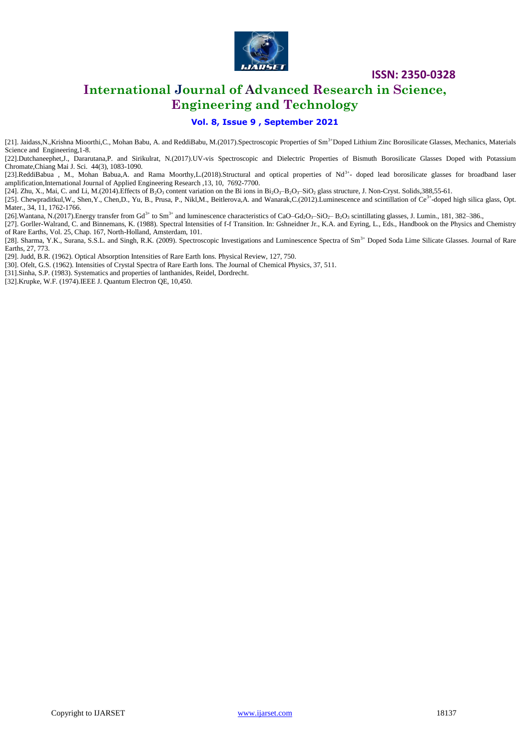[21]. Jaidass,N.,Krishna Mioorthi,C., Mohan Babu, A. and ReddiBabu, M.(2017).Spectroscopic Properties of $Sm^{3+}$Doped Lithium Zinc Borosilicate Glasses, Mechanics, Materials Science and Engineering,1-8.

[22].Dutchaneephet,J., Dararutana,P. and Sirikulrat, N.(2017).UV-vis Spectroscopic and Dielectric Properties of Bismuth Borosilicate Glasses Doped with Potassium Chromate,Chiang Mai J. Sci. 44(3), 1083-1090.

[23].ReddiBabua , M., Mohan Babua,A. and Rama Moorthy,L.(2018).Structural and optical properties of $Nd^{3+}$- doped lead borosilicate glasses for broadband laser amplification,International Journal of Applied Engineering Research ,13, 10, 7692-7700.

[24]. Zhu, X., Mai, C. and Li, M.(2014).Effects of $B_2O_3$ content variation on the Bi ions in $Bi_2O_3$–$B_2O_3$–$SiO_2$ glass structure, J. Non-Cryst. Solids,388,55-61.

[25]. Chewpraditkul,W., Shen,Y., Chen,D., Yu, B., Prusa, P., Nikl,M., Beitlerova,A. and Wanarak,C.(2012).Luminescence and scintillation of $Ce^{3+}$-doped high silica glass, Opt. Mater., 34, 11, 1762-1766.

[26].Wantana, N.(2017).Energy transfer from $Gd^{3+}$ to $Sm^{3+}$ and luminescence characteristics of CaO–$Gd_2O_3$–$SiO_2$– $B_2O_3$ scintillating glasses, J. Lumin., 181, 382–386.,

[27]. Gorller-Walrand, C. and Binnemans, K. (1988). Spectral Intensities of f-f Transition. In: Gshneidner Jr., K.A. and Eyring, L., Eds., Handbook on the Physics and Chemistry of Rare Earths, Vol. 25, Chap. 167, North-Holland, Amsterdam, 101.

[28]. Sharma, Y.K., Surana, S.S.L. and Singh, R.K. (2009). Spectroscopic Investigations and Luminescence Spectra of $Sm^{3+}$ Doped Soda Lime Silicate Glasses. Journal of Rare Earths, 27, 773.

[29]. Judd, B.R. (1962). Optical Absorption Intensities of Rare Earth Ions. Physical Review, 127, 750.

[30]. Ofelt, G.S. (1962). Intensities of Crystal Spectra of Rare Earth Ions. The Journal of Chemical Physics, 37, 511.

[31].Sinha, S.P. (1983). Systematics and properties of lanthanides, Reidel, Dordrecht.

[32].Krupke, W.F. (1974).IEEE J. Quantum Electron QE, 10,450.